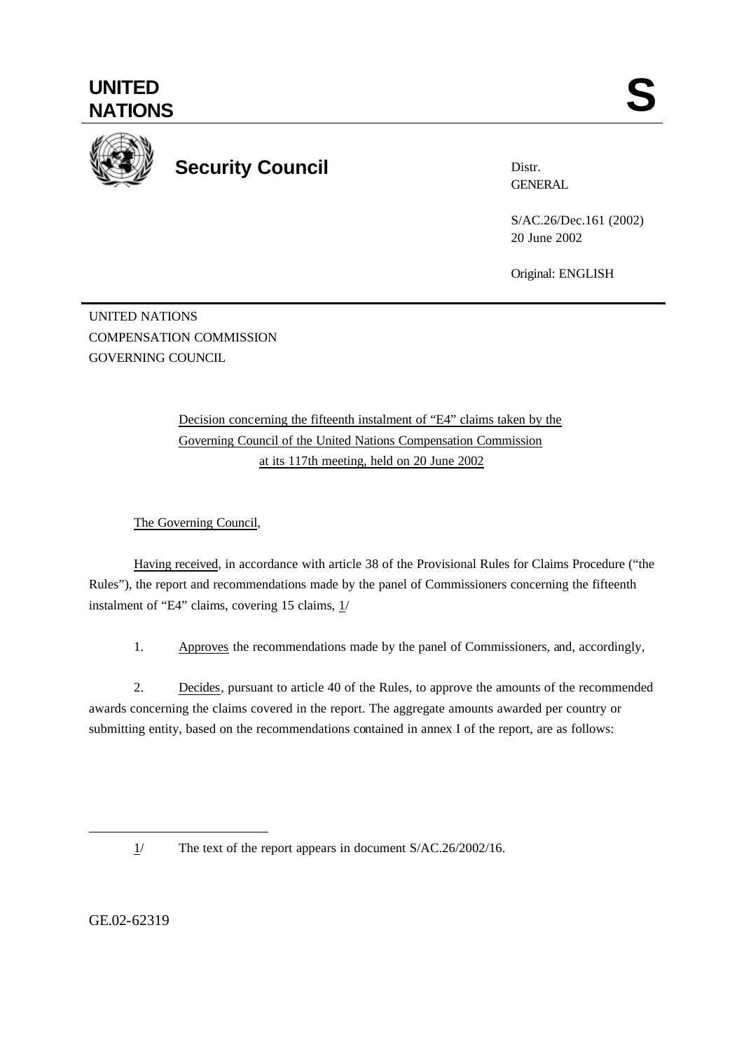# UNITED NATIONS

# S

## Security Council

Distr.
GENERAL

S/AC.26/Dec.161 (2002)
20 June 2002

Original: ENGLISH

UNITED NATIONS
COMPENSATION COMMISSION
GOVERNING COUNCIL

Decision concerning the fifteenth instalment of "E4" claims taken by the Governing Council of the United Nations Compensation Commission at its 117th meeting, held on 20 June 2002

The Governing Council,

Having received, in accordance with article 38 of the Provisional Rules for Claims Procedure ("the Rules"), the report and recommendations made by the panel of Commissioners concerning the fifteenth instalment of "E4" claims, covering 15 claims, 1/

1. Approves the recommendations made by the panel of Commissioners, and, accordingly,

2. Decides, pursuant to article 40 of the Rules, to approve the amounts of the recommended awards concerning the claims covered in the report. The aggregate amounts awarded per country or submitting entity, based on the recommendations contained in annex I of the report, are as follows:

---

1/ The text of the report appears in document S/AC.26/2002/16.

GE.02-62319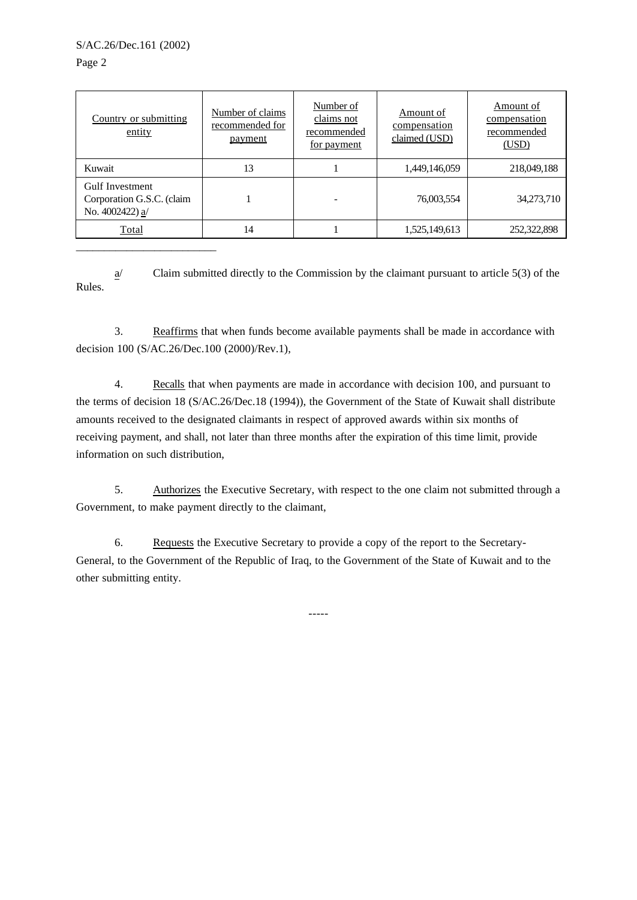| Country or submitting entity | Number of claims recommended for payment | Number of claims not recommended for payment | Amount of compensation claimed (USD) | Amount of compensation recommended (USD) |
|---|---|---|---|---|
| Kuwait | 13 | 1 | 1,449,146,059 | 218,049,188 |
| Gulf Investment Corporation G.S.C. (claim No. 4002422) a/ | 1 | - | 76,003,554 | 34,273,710 |
| Total | 14 | 1 | 1,525,149,613 | 252,322,898 |

---

a/ Claim submitted directly to the Commission by the claimant pursuant to article 5(3) of the Rules.

3. Reaffirms that when funds become available payments shall be made in accordance with decision 100 (S/AC.26/Dec.100 (2000)/Rev.1),

4. Recalls that when payments are made in accordance with decision 100, and pursuant to the terms of decision 18 (S/AC.26/Dec.18 (1994)), the Government of the State of Kuwait shall distribute amounts received to the designated claimants in respect of approved awards within six months of receiving payment, and shall, not later than three months after the expiration of this time limit, provide information on such distribution,

5. Authorizes the Executive Secretary, with respect to the one claim not submitted through a Government, to make payment directly to the claimant,

6. Requests the Executive Secretary to provide a copy of the report to the Secretary-General, to the Government of the Republic of Iraq, to the Government of the State of Kuwait and to the other submitting entity.

-----